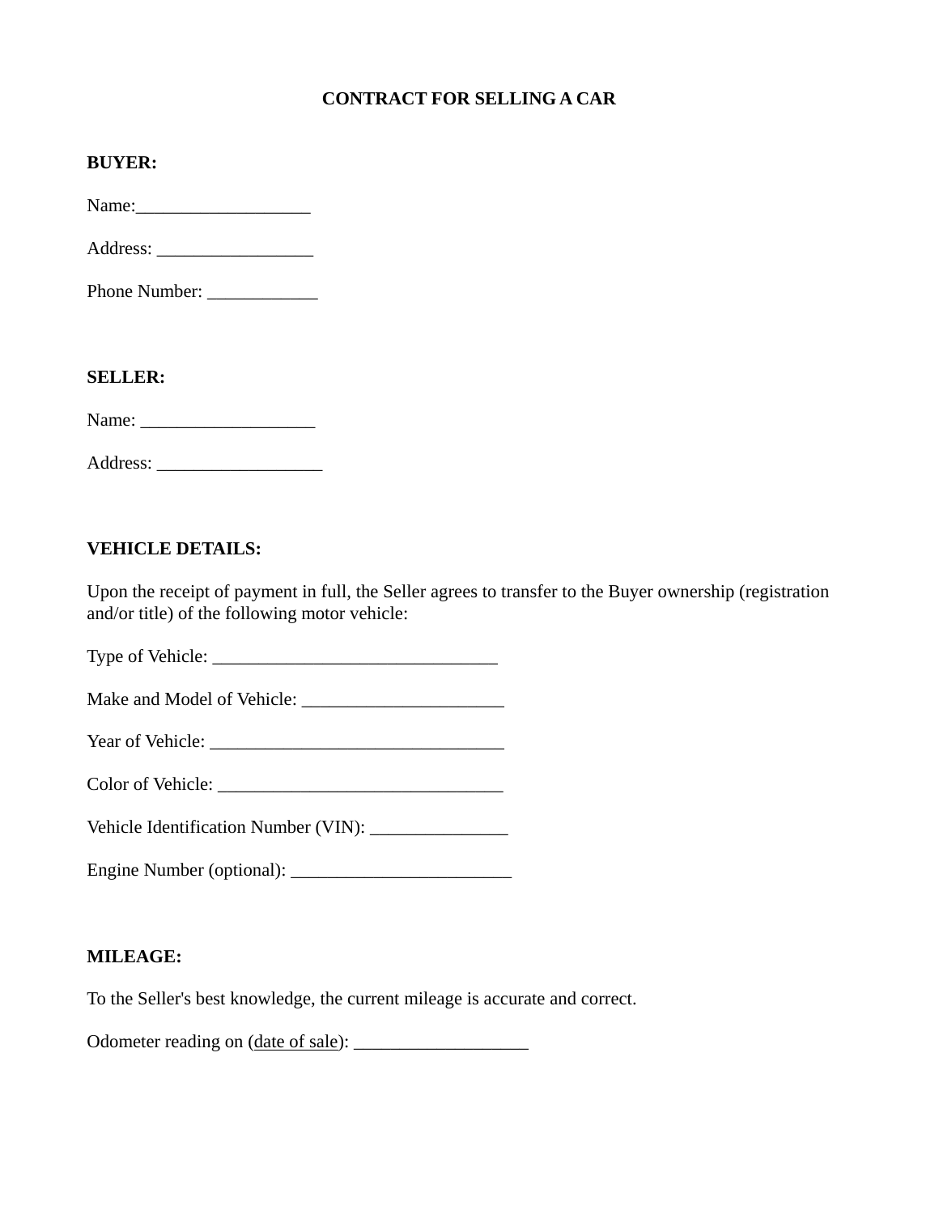# CONTRACT FOR SELLING A CAR

**BUYER:**

Name:___________________

Address: _________________

Phone Number: ____________

**SELLER:**

Name: ___________________

Address: __________________

**VEHICLE DETAILS:**

Upon the receipt of payment in full, the Seller agrees to transfer to the Buyer ownership (registration and/or title) of the following motor vehicle:

Type of Vehicle: _______________________________

Make and Model of Vehicle: ______________________

Year of Vehicle: ________________________________

Color of Vehicle: _______________________________

Vehicle Identification Number (VIN): _______________

Engine Number (optional): ________________________

**MILEAGE:**

To the Seller's best knowledge, the current mileage is accurate and correct.

Odometer reading on (date of sale): ___________________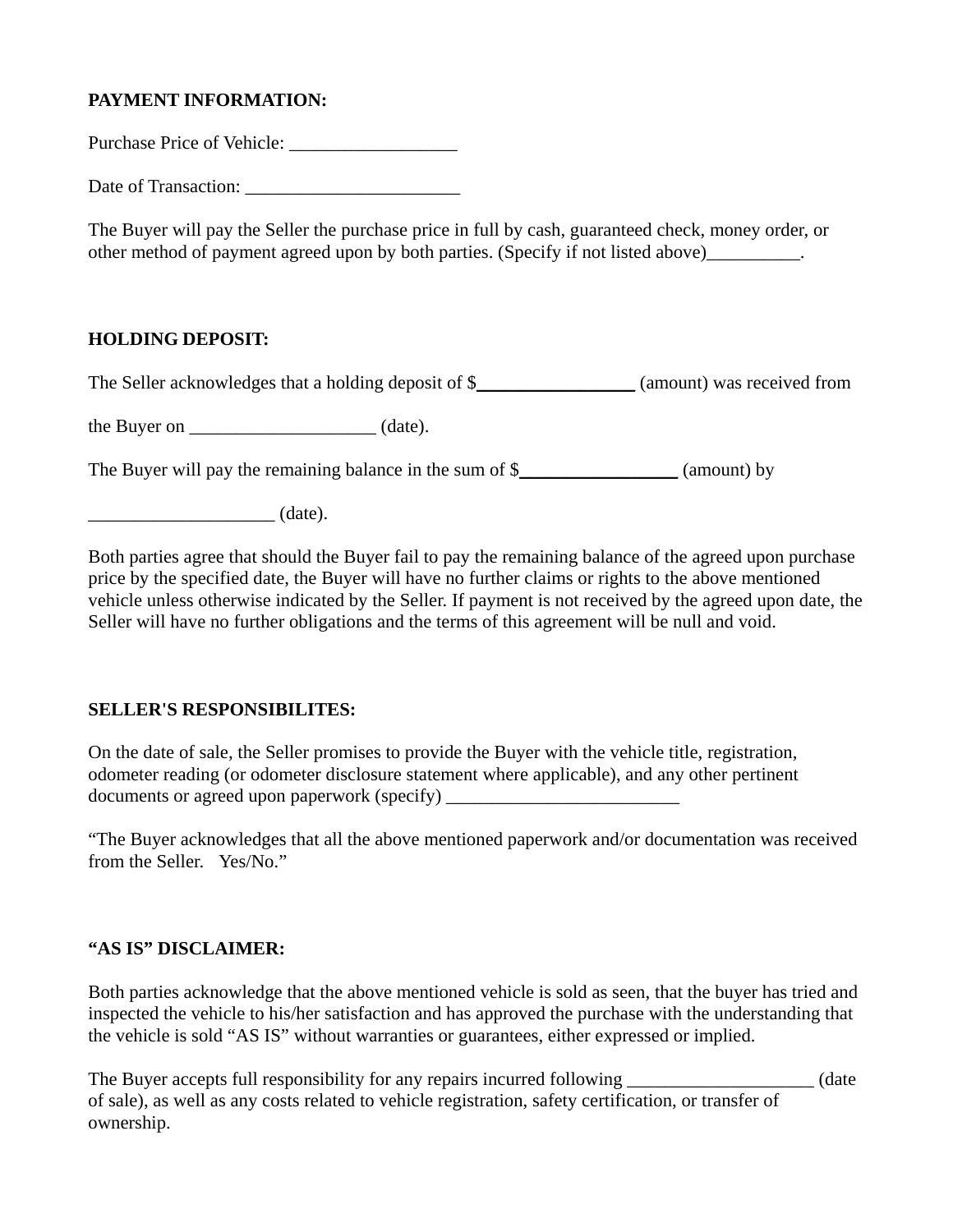**PAYMENT INFORMATION:**

Purchase Price of Vehicle: __________________

Date of Transaction: _______________________

The Buyer will pay the Seller the purchase price in full by cash, guaranteed check, money order, or other method of payment agreed upon by both parties. (Specify if not listed above)__________.

**HOLDING DEPOSIT:**

The Seller acknowledges that a holding deposit of $_________________ (amount) was received from the Buyer on ____________________ (date).

The Buyer will pay the remaining balance in the sum of $_________________ (amount) by ____________________ (date).

Both parties agree that should the Buyer fail to pay the remaining balance of the agreed upon purchase price by the specified date, the Buyer will have no further claims or rights to the above mentioned vehicle unless otherwise indicated by the Seller. If payment is not received by the agreed upon date, the Seller will have no further obligations and the terms of this agreement will be null and void.

**SELLER'S RESPONSIBILITES:**

On the date of sale, the Seller promises to provide the Buyer with the vehicle title, registration, odometer reading (or odometer disclosure statement where applicable), and any other pertinent documents or agreed upon paperwork (specify) _________________________

"The Buyer acknowledges that all the above mentioned paperwork and/or documentation was received from the Seller. Yes/No."

**"AS IS" DISCLAIMER:**

Both parties acknowledge that the above mentioned vehicle is sold as seen, that the buyer has tried and inspected the vehicle to his/her satisfaction and has approved the purchase with the understanding that the vehicle is sold "AS IS" without warranties or guarantees, either expressed or implied.

The Buyer accepts full responsibility for any repairs incurred following ____________________ (date of sale), as well as any costs related to vehicle registration, safety certification, or transfer of ownership.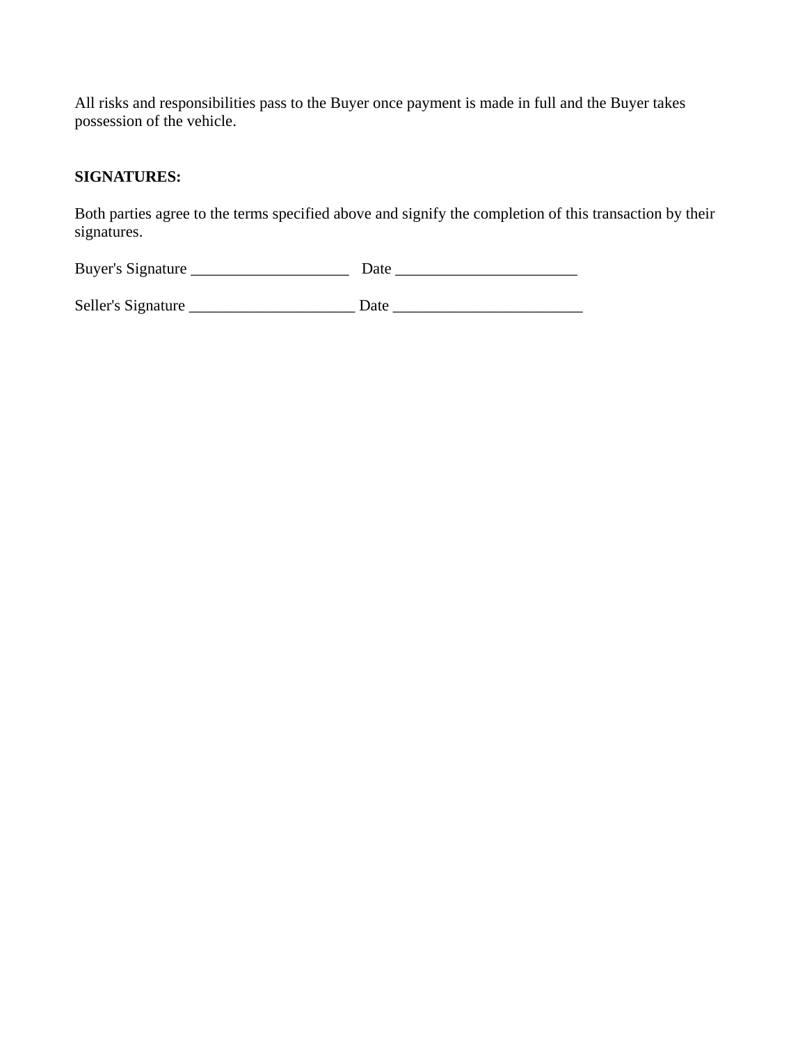All risks and responsibilities pass to the Buyer once payment is made in full and the Buyer takes possession of the vehicle.

**SIGNATURES:**

Both parties agree to the terms specified above and signify the completion of this transaction by their signatures.

Buyer's Signature ____________________ Date _______________________

Seller's Signature _____________________ Date ________________________